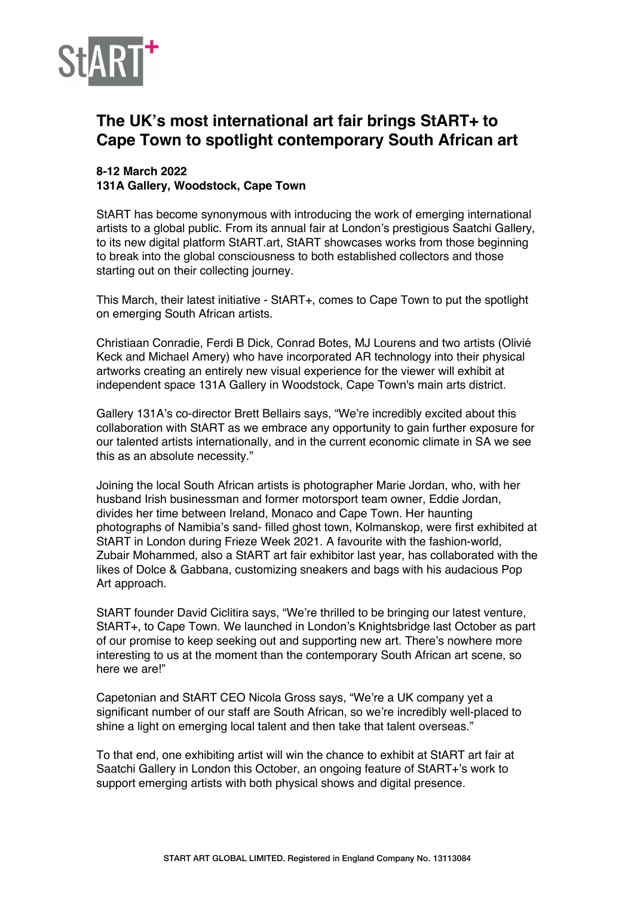StART+

# The UK's most international art fair brings StART+ to Cape Town to spotlight contemporary South African art

**8-12 March 2022**
**131A Gallery, Woodstock, Cape Town**

StART has become synonymous with introducing the work of emerging international artists to a global public. From its annual fair at London's prestigious Saatchi Gallery, to its new digital platform StART.art, StART showcases works from those beginning to break into the global consciousness to both established collectors and those starting out on their collecting journey.

This March, their latest initiative - StART+, comes to Cape Town to put the spotlight on emerging South African artists.

Christiaan Conradie, Ferdi B Dick, Conrad Botes, MJ Lourens and two artists (Olivié Keck and Michael Amery) who have incorporated AR technology into their physical artworks creating an entirely new visual experience for the viewer will exhibit at independent space 131A Gallery in Woodstock, Cape Town's main arts district.

Gallery 131A's co-director Brett Bellairs says, "We're incredibly excited about this collaboration with StART as we embrace any opportunity to gain further exposure for our talented artists internationally, and in the current economic climate in SA we see this as an absolute necessity."

Joining the local South African artists is photographer Marie Jordan, who, with her husband Irish businessman and former motorsport team owner, Eddie Jordan, divides her time between Ireland, Monaco and Cape Town. Her haunting photographs of Namibia's sand- filled ghost town, Kolmanskop, were first exhibited at StART in London during Frieze Week 2021. A favourite with the fashion-world, Zubair Mohammed, also a StART art fair exhibitor last year, has collaborated with the likes of Dolce & Gabbana, customizing sneakers and bags with his audacious Pop Art approach.

StART founder David Ciclitira says, "We're thrilled to be bringing our latest venture, StART+, to Cape Town. We launched in London's Knightsbridge last October as part of our promise to keep seeking out and supporting new art. There's nowhere more interesting to us at the moment than the contemporary South African art scene, so here we are!"

Capetonian and StART CEO Nicola Gross says, "We're a UK company yet a significant number of our staff are South African, so we're incredibly well-placed to shine a light on emerging local talent and then take that talent overseas."

To that end, one exhibiting artist will win the chance to exhibit at StART art fair at Saatchi Gallery in London this October, an ongoing feature of StART+'s work to support emerging artists with both physical shows and digital presence.

START ART GLOBAL LIMITED. Registered in England Company No. 13113084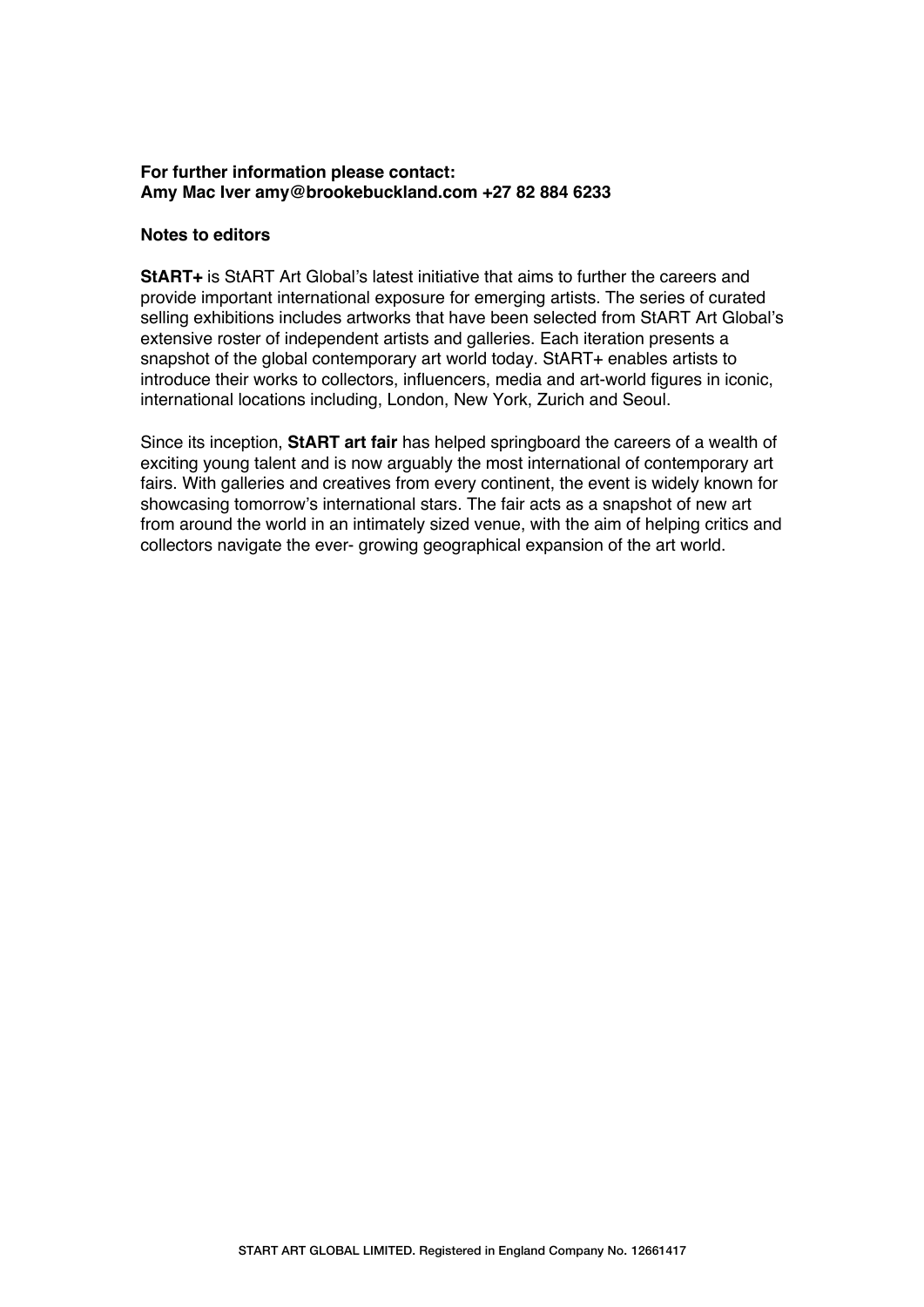**For further information please contact:**
**Amy Mac Iver amy@brookebuckland.com +27 82 884 6233**

**Notes to editors**

**StART+** is StART Art Global's latest initiative that aims to further the careers and provide important international exposure for emerging artists. The series of curated selling exhibitions includes artworks that have been selected from StART Art Global's extensive roster of independent artists and galleries. Each iteration presents a snapshot of the global contemporary art world today. StART+ enables artists to introduce their works to collectors, influencers, media and art-world figures in iconic, international locations including, London, New York, Zurich and Seoul.

Since its inception, **StART art fair** has helped springboard the careers of a wealth of exciting young talent and is now arguably the most international of contemporary art fairs. With galleries and creatives from every continent, the event is widely known for showcasing tomorrow's international stars. The fair acts as a snapshot of new art from around the world in an intimately sized venue, with the aim of helping critics and collectors navigate the ever- growing geographical expansion of the art world.

START ART GLOBAL LIMITED. Registered in England Company No. 12661417